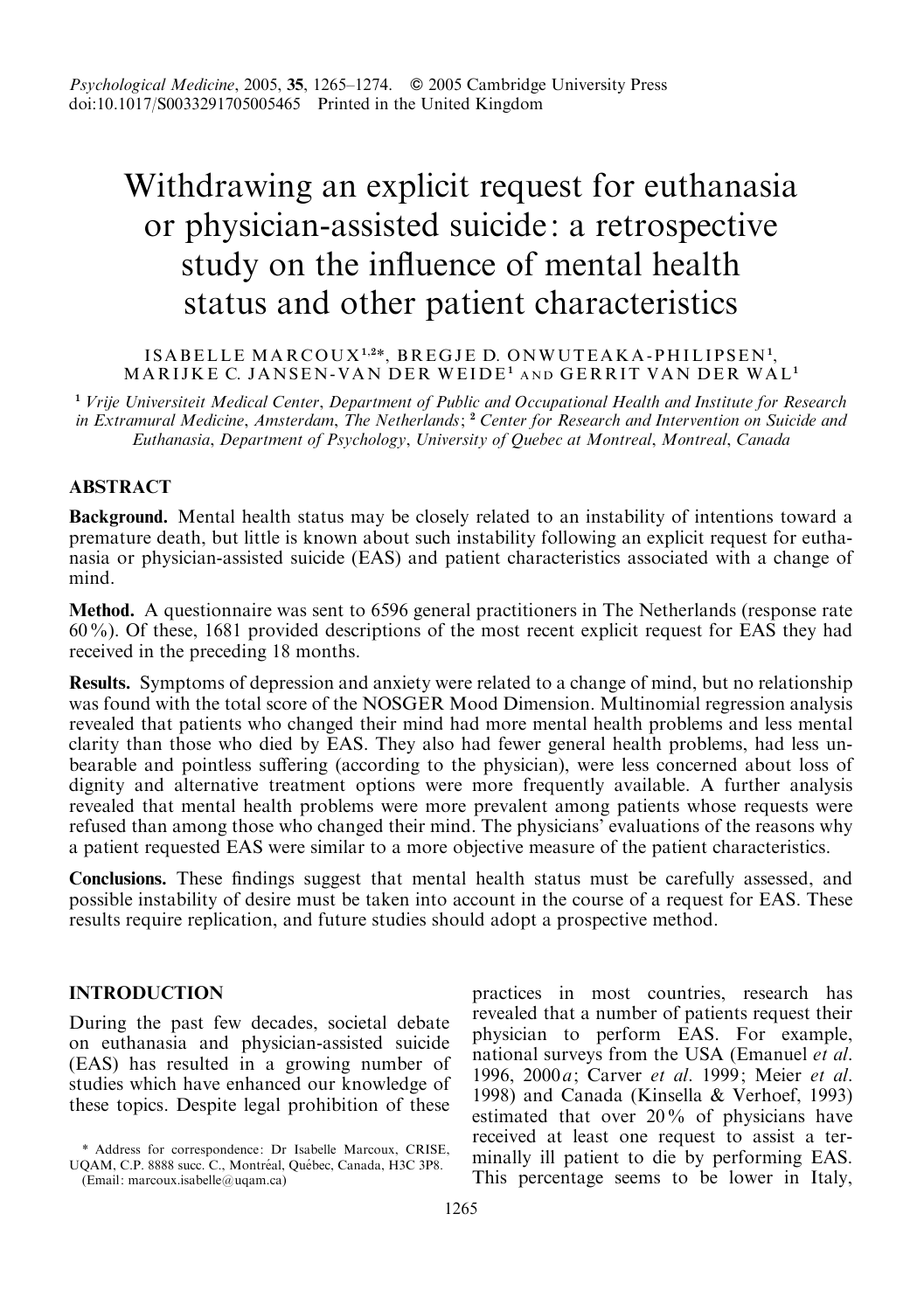# Withdrawing an explicit request for euthanasia or physician-assisted suicide: a retrospective study on the influence of mental health status and other patient characteristics

ISABELLE MARCOUX[1,2]*, BREGJE D. ONWUTEAKA-PHILIPSEN[1], MARIJKE C. JANSEN-VAN DER WEIDE[1] AND GERRIT VAN DER WAL[1]

[1] *Vrije Universiteit Medical Center, Department of Public and Occupational Health and Institute for Research in Extramural Medicine, Amsterdam, The Netherlands*; [2] *Center for Research and Intervention on Suicide and Euthanasia, Department of Psychology, University of Quebec at Montreal, Montreal, Canada*

## ABSTRACT

**Background.** Mental health status may be closely related to an instability of intentions toward a premature death, but little is known about such instability following an explicit request for euthanasia or physician-assisted suicide (EAS) and patient characteristics associated with a change of mind.

**Method.** A questionnaire was sent to 6596 general practitioners in The Netherlands (response rate 60%). Of these, 1681 provided descriptions of the most recent explicit request for EAS they had received in the preceding 18 months.

**Results.** Symptoms of depression and anxiety were related to a change of mind, but no relationship was found with the total score of the NOSGER Mood Dimension. Multinomial regression analysis revealed that patients who changed their mind had more mental health problems and less mental clarity than those who died by EAS. They also had fewer general health problems, had less unbearable and pointless suffering (according to the physician), were less concerned about loss of dignity and alternative treatment options were more frequently available. A further analysis revealed that mental health problems were more prevalent among patients whose requests were refused than among those who changed their mind. The physicians' evaluations of the reasons why a patient requested EAS were similar to a more objective measure of the patient characteristics.

**Conclusions.** These findings suggest that mental health status must be carefully assessed, and possible instability of desire must be taken into account in the course of a request for EAS. These results require replication, and future studies should adopt a prospective method.

## INTRODUCTION

During the past few decades, societal debate on euthanasia and physician-assisted suicide (EAS) has resulted in a growing number of studies which have enhanced our knowledge of these topics. Despite legal prohibition of these practices in most countries, research has revealed that a number of patients request their physician to perform EAS. For example, national surveys from the USA (Emanuel *et al.* 1996, 2000*a*; Carver *et al.* 1999; Meier *et al.* 1998) and Canada (Kinsella & Verhoef, 1993) estimated that over 20% of physicians have received at least one request to assist a terminally ill patient to die by performing EAS. This percentage seems to be lower in Italy,

\* Address for correspondence: Dr Isabelle Marcoux, CRISE, UQAM, C.P. 8888 succ. C., Montréal, Québec, Canada, H3C 3P8. (Email: marcoux.isabelle@uqam.ca)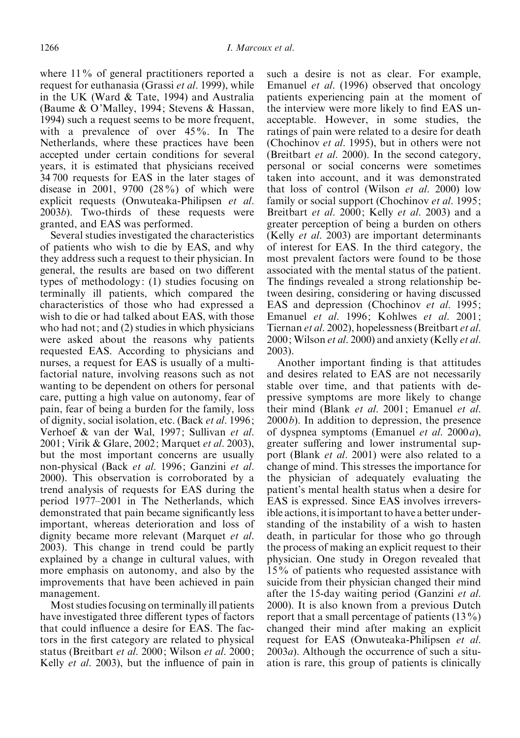where 11% of general practitioners reported a request for euthanasia (Grassi *et al.* 1999), while in the UK (Ward & Tate, 1994) and Australia (Baume & O'Malley, 1994; Stevens & Hassan, 1994) such a request seems to be more frequent, with a prevalence of over 45%. In The Netherlands, where these practices have been accepted under certain conditions for several years, it is estimated that physicians received 34 700 requests for EAS in the later stages of disease in 2001, 9700 (28%) of which were explicit requests (Onwuteaka-Philipsen *et al.* 2003*b*). Two-thirds of these requests were granted, and EAS was performed.

Several studies investigated the characteristics of patients who wish to die by EAS, and why they address such a request to their physician. In general, the results are based on two different types of methodology: (1) studies focusing on terminally ill patients, which compared the characteristics of those who had expressed a wish to die or had talked about EAS, with those who had not; and (2) studies in which physicians were asked about the reasons why patients requested EAS. According to physicians and nurses, a request for EAS is usually of a multifactorial nature, involving reasons such as not wanting to be dependent on others for personal care, putting a high value on autonomy, fear of pain, fear of being a burden for the family, loss of dignity, social isolation, etc. (Back *et al.* 1996; Verhoef & van der Wal, 1997; Sullivan *et al.* 2001; Virik & Glare, 2002; Marquet *et al.* 2003), but the most important concerns are usually non-physical (Back *et al.* 1996; Ganzini *et al.* 2000). This observation is corroborated by a trend analysis of requests for EAS during the period 1977–2001 in The Netherlands, which demonstrated that pain became significantly less important, whereas deterioration and loss of dignity became more relevant (Marquet *et al.* 2003). This change in trend could be partly explained by a change in cultural values, with more emphasis on autonomy, and also by the improvements that have been achieved in pain management.

Most studies focusing on terminally ill patients have investigated three different types of factors that could influence a desire for EAS. The factors in the first category are related to physical status (Breitbart *et al.* 2000; Wilson *et al.* 2000; Kelly *et al.* 2003), but the influence of pain in such a desire is not as clear. For example, Emanuel *et al.* (1996) observed that oncology patients experiencing pain at the moment of the interview were more likely to find EAS unacceptable. However, in some studies, the ratings of pain were related to a desire for death (Chochinov *et al.* 1995), but in others were not (Breitbart *et al.* 2000). In the second category, personal or social concerns were sometimes taken into account, and it was demonstrated that loss of control (Wilson *et al.* 2000) low family or social support (Chochinov *et al.* 1995; Breitbart *et al.* 2000; Kelly *et al.* 2003) and a greater perception of being a burden on others (Kelly *et al.* 2003) are important determinants of interest for EAS. In the third category, the most prevalent factors were found to be those associated with the mental status of the patient. The findings revealed a strong relationship between desiring, considering or having discussed EAS and depression (Chochinov *et al.* 1995; Emanuel *et al.* 1996; Kohlwes *et al.* 2001; Tiernan *et al.* 2002), hopelessness (Breitbart *et al.* 2000; Wilson *et al.* 2000) and anxiety (Kelly *et al.* 2003).

Another important finding is that attitudes and desires related to EAS are not necessarily stable over time, and that patients with depressive symptoms are more likely to change their mind (Blank *et al.* 2001; Emanuel *et al.* 2000*b*). In addition to depression, the presence of dyspnea symptoms (Emanuel *et al.* 2000*a*), greater suffering and lower instrumental support (Blank *et al.* 2001) were also related to a change of mind. This stresses the importance for the physician of adequately evaluating the patient's mental health status when a desire for EAS is expressed. Since EAS involves irreversible actions, it is important to have a better understanding of the instability of a wish to hasten death, in particular for those who go through the process of making an explicit request to their physician. One study in Oregon revealed that 15% of patients who requested assistance with suicide from their physician changed their mind after the 15-day waiting period (Ganzini *et al.* 2000). It is also known from a previous Dutch report that a small percentage of patients (13%) changed their mind after making an explicit request for EAS (Onwuteaka-Philipsen *et al.* 2003*a*). Although the occurrence of such a situation is rare, this group of patients is clinically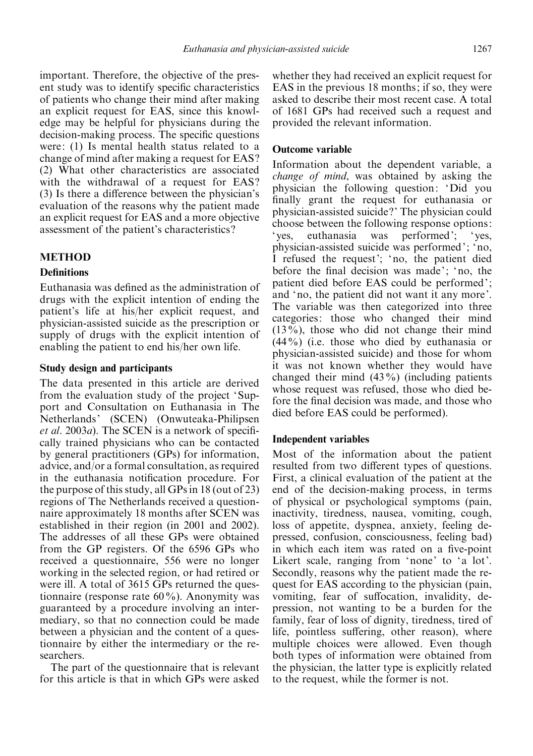important. Therefore, the objective of the present study was to identify specific characteristics of patients who change their mind after making an explicit request for EAS, since this knowledge may be helpful for physicians during the decision-making process. The specific questions were: (1) Is mental health status related to a change of mind after making a request for EAS? (2) What other characteristics are associated with the withdrawal of a request for EAS? (3) Is there a difference between the physician's evaluation of the reasons why the patient made an explicit request for EAS and a more objective assessment of the patient's characteristics?

## METHOD

### Definitions

Euthanasia was defined as the administration of drugs with the explicit intention of ending the patient's life at his/her explicit request, and physician-assisted suicide as the prescription or supply of drugs with the explicit intention of enabling the patient to end his/her own life.

### Study design and participants

The data presented in this article are derived from the evaluation study of the project 'Support and Consultation on Euthanasia in The Netherlands' (SCEN) (Onwuteaka-Philipsen *et al*. 2003*a*). The SCEN is a network of specifically trained physicians who can be contacted by general practitioners (GPs) for information, advice, and/or a formal consultation, as required in the euthanasia notification procedure. For the purpose of this study, all GPs in 18 (out of 23) regions of The Netherlands received a questionnaire approximately 18 months after SCEN was established in their region (in 2001 and 2002). The addresses of all these GPs were obtained from the GP registers. Of the 6596 GPs who received a questionnaire, 556 were no longer working in the selected region, or had retired or were ill. A total of 3615 GPs returned the questionnaire (response rate 60%). Anonymity was guaranteed by a procedure involving an intermediary, so that no connection could be made between a physician and the content of a questionnaire by either the intermediary or the researchers.

The part of the questionnaire that is relevant for this article is that in which GPs were asked whether they had received an explicit request for EAS in the previous 18 months; if so, they were asked to describe their most recent case. A total of 1681 GPs had received such a request and provided the relevant information.

### Outcome variable

Information about the dependent variable, a *change of mind*, was obtained by asking the physician the following question: 'Did you finally grant the request for euthanasia or physician-assisted suicide?' The physician could choose between the following response options: 'yes, euthanasia was performed'; 'yes, physician-assisted suicide was performed'; 'no, I refused the request'; 'no, the patient died before the final decision was made'; 'no, the patient died before EAS could be performed'; and 'no, the patient did not want it any more'. The variable was then categorized into three categories: those who changed their mind (13%), those who did not change their mind (44%) (i.e. those who died by euthanasia or physician-assisted suicide) and those for whom it was not known whether they would have changed their mind (43%) (including patients whose request was refused, those who died before the final decision was made, and those who died before EAS could be performed).

### Independent variables

Most of the information about the patient resulted from two different types of questions. First, a clinical evaluation of the patient at the end of the decision-making process, in terms of physical or psychological symptoms (pain, inactivity, tiredness, nausea, vomiting, cough, loss of appetite, dyspnea, anxiety, feeling depressed, confusion, consciousness, feeling bad) in which each item was rated on a five-point Likert scale, ranging from 'none' to 'a lot'. Secondly, reasons why the patient made the request for EAS according to the physician (pain, vomiting, fear of suffocation, invalidity, depression, not wanting to be a burden for the family, fear of loss of dignity, tiredness, tired of life, pointless suffering, other reason), where multiple choices were allowed. Even though both types of information were obtained from the physician, the latter type is explicitly related to the request, while the former is not.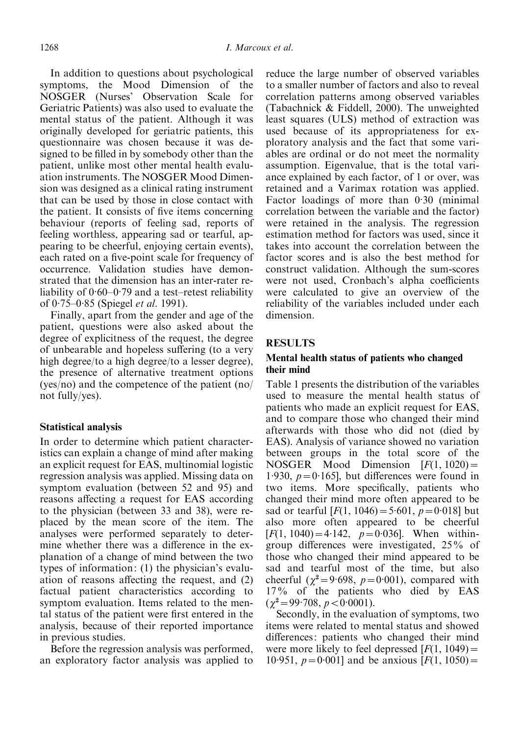In addition to questions about psychological symptoms, the Mood Dimension of the NOSGER (Nurses' Observation Scale for Geriatric Patients) was also used to evaluate the mental status of the patient. Although it was originally developed for geriatric patients, this questionnaire was chosen because it was designed to be filled in by somebody other than the patient, unlike most other mental health evaluation instruments. The NOSGER Mood Dimension was designed as a clinical rating instrument that can be used by those in close contact with the patient. It consists of five items concerning behaviour (reports of feeling sad, reports of feeling worthless, appearing sad or tearful, appearing to be cheerful, enjoying certain events), each rated on a five-point scale for frequency of occurrence. Validation studies have demonstrated that the dimension has an inter-rater reliability of 0·60–0·79 and a test–retest reliability of 0·75–0·85 (Spiegel *et al.* 1991).

Finally, apart from the gender and age of the patient, questions were also asked about the degree of explicitness of the request, the degree of unbearable and hopeless suffering (to a very high degree/to a high degree/to a lesser degree), the presence of alternative treatment options (yes/no) and the competence of the patient (no/not fully/yes).

### Statistical analysis

In order to determine which patient characteristics can explain a change of mind after making an explicit request for EAS, multinomial logistic regression analysis was applied. Missing data on symptom evaluation (between 52 and 95) and reasons affecting a request for EAS according to the physician (between 33 and 38), were replaced by the mean score of the item. The analyses were performed separately to determine whether there was a difference in the explanation of a change of mind between the two types of information: (1) the physician's evaluation of reasons affecting the request, and (2) factual patient characteristics according to symptom evaluation. Items related to the mental status of the patient were first entered in the analysis, because of their reported importance in previous studies.

Before the regression analysis was performed, an exploratory factor analysis was applied to reduce the large number of observed variables to a smaller number of factors and also to reveal correlation patterns among observed variables (Tabachnick & Fiddell, 2000). The unweighted least squares (ULS) method of extraction was used because of its appropriateness for exploratory analysis and the fact that some variables are ordinal or do not meet the normality assumption. Eigenvalue, that is the total variance explained by each factor, of 1 or over, was retained and a Varimax rotation was applied. Factor loadings of more than 0·30 (minimal correlation between the variable and the factor) were retained in the analysis. The regression estimation method for factors was used, since it takes into account the correlation between the factor scores and is also the best method for construct validation. Although the sum-scores were not used, Cronbach's alpha coefficients were calculated to give an overview of the reliability of the variables included under each dimension.

## RESULTS

### Mental health status of patients who changed their mind

Table 1 presents the distribution of the variables used to measure the mental health status of patients who made an explicit request for EAS, and to compare those who changed their mind afterwards with those who did not (died by EAS). Analysis of variance showed no variation between groups in the total score of the NOSGER Mood Dimension [$F(1, 1020) = 1{\cdot}930$, $p = 0{\cdot}165$], but differences were found in two items. More specifically, patients who changed their mind more often appeared to be sad or tearful [$F(1, 1046) = 5{\cdot}601$, $p = 0{\cdot}018$] but also more often appeared to be cheerful [$F(1, 1040) = 4{\cdot}142$, $p = 0{\cdot}036$]. When within-group differences were investigated, 25% of those who changed their mind appeared to be sad and tearful most of the time, but also cheerful ($\chi^2 = 9{\cdot}698$, $p = 0{\cdot}001$), compared with 17% of the patients who died by EAS ($\chi^2 = 99{\cdot}708$, $p < 0{\cdot}0001$).

Secondly, in the evaluation of symptoms, two items were related to mental status and showed differences: patients who changed their mind were more likely to feel depressed [$F(1, 1049) = 10{\cdot}951$, $p = 0{\cdot}001$] and be anxious [$F(1, 1050) =$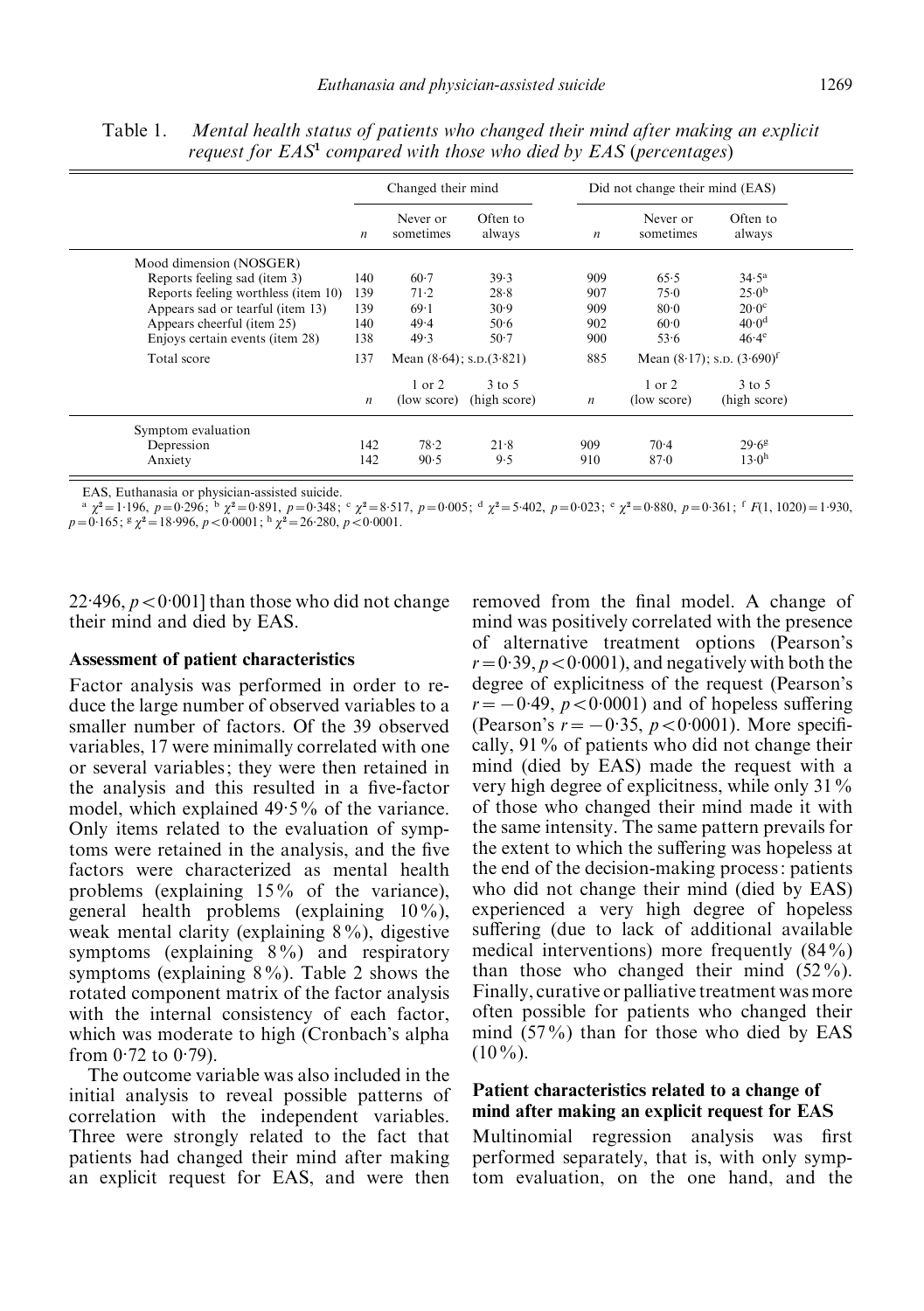Table 1. *Mental health status of patients who changed their mind after making an explicit request for EAS*[1] *compared with those who died by EAS (percentages)*

| | Changed their mind | | | Did not change their mind (EAS) | | |
|---|---|---|---|---|---|---|
| | $n$ | Never or sometimes | Often to always | $n$ | Never or sometimes | Often to always |
| Mood dimension (NOSGER) | | | | | | |
| Reports feeling sad (item 3) | 140 | 60·7 | 39·3 | 909 | 65·5 | 34·5[a] |
| Reports feeling worthless (item 10) | 139 | 71·2 | 28·8 | 907 | 75·0 | 25·0[b] |
| Appears sad or tearful (item 13) | 139 | 69·1 | 30·9 | 909 | 80·0 | 20·0[c] |
| Appears cheerful (item 25) | 140 | 49·4 | 50·6 | 902 | 60·0 | 40·0[d] |
| Enjoys certain events (item 28) | 138 | 49·3 | 50·7 | 900 | 53·6 | 46·4[e] |
| Total score | 137 | Mean (8·64); S.D.(3·821) | | 885 | Mean (8·17); S.D. (3·690)[f] | |
| | $n$ | 1 or 2 (low score) | 3 to 5 (high score) | $n$ | 1 or 2 (low score) | 3 to 5 (high score) |
| Symptom evaluation | | | | | | |
| Depression | 142 | 78·2 | 21·8 | 909 | 70·4 | 29·6[g] |
| Anxiety | 142 | 90·5 | 9·5 | 910 | 87·0 | 13·0[h] |

EAS, Euthanasia or physician-assisted suicide.

[a] $\chi^2=1{\cdot}196$, $p=0{\cdot}296$; [b] $\chi^2=0{\cdot}891$, $p=0{\cdot}348$; [c] $\chi^2=8{\cdot}517$, $p=0{\cdot}005$; [d] $\chi^2=5{\cdot}402$, $p=0{\cdot}023$; [e] $\chi^2=0{\cdot}880$, $p=0{\cdot}361$; [f] $F(1, 1020)=1{\cdot}930$, $p=0{\cdot}165$; [g] $\chi^2=18{\cdot}996$, $p<0{\cdot}0001$; [h] $\chi^2=26{\cdot}280$, $p<0{\cdot}0001$.

22·496, $p<0{\cdot}001$] than those who did not change their mind and died by EAS.

### Assessment of patient characteristics

Factor analysis was performed in order to reduce the large number of observed variables to a smaller number of factors. Of the 39 observed variables, 17 were minimally correlated with one or several variables; they were then retained in the analysis and this resulted in a five-factor model, which explained 49·5% of the variance. Only items related to the evaluation of symptoms were retained in the analysis, and the five factors were characterized as mental health problems (explaining 15% of the variance), general health problems (explaining 10%), weak mental clarity (explaining 8%), digestive symptoms (explaining 8%) and respiratory symptoms (explaining 8%). Table 2 shows the rotated component matrix of the factor analysis with the internal consistency of each factor, which was moderate to high (Cronbach's alpha from 0·72 to 0·79).

The outcome variable was also included in the initial analysis to reveal possible patterns of correlation with the independent variables. Three were strongly related to the fact that patients had changed their mind after making an explicit request for EAS, and were then removed from the final model. A change of mind was positively correlated with the presence of alternative treatment options (Pearson's $r=0{\cdot}39$, $p<0{\cdot}0001$), and negatively with both the degree of explicitness of the request (Pearson's $r=-0{\cdot}49$, $p<0{\cdot}0001$) and of hopeless suffering (Pearson's $r=-0{\cdot}35$, $p<0{\cdot}0001$). More specifically, 91% of patients who did not change their mind (died by EAS) made the request with a very high degree of explicitness, while only 31% of those who changed their mind made it with the same intensity. The same pattern prevails for the extent to which the suffering was hopeless at the end of the decision-making process: patients who did not change their mind (died by EAS) experienced a very high degree of hopeless suffering (due to lack of additional available medical interventions) more frequently (84%) than those who changed their mind (52%). Finally, curative or palliative treatment was more often possible for patients who changed their mind (57%) than for those who died by EAS (10%).

### Patient characteristics related to a change of mind after making an explicit request for EAS

Multinomial regression analysis was first performed separately, that is, with only symptom evaluation, on the one hand, and the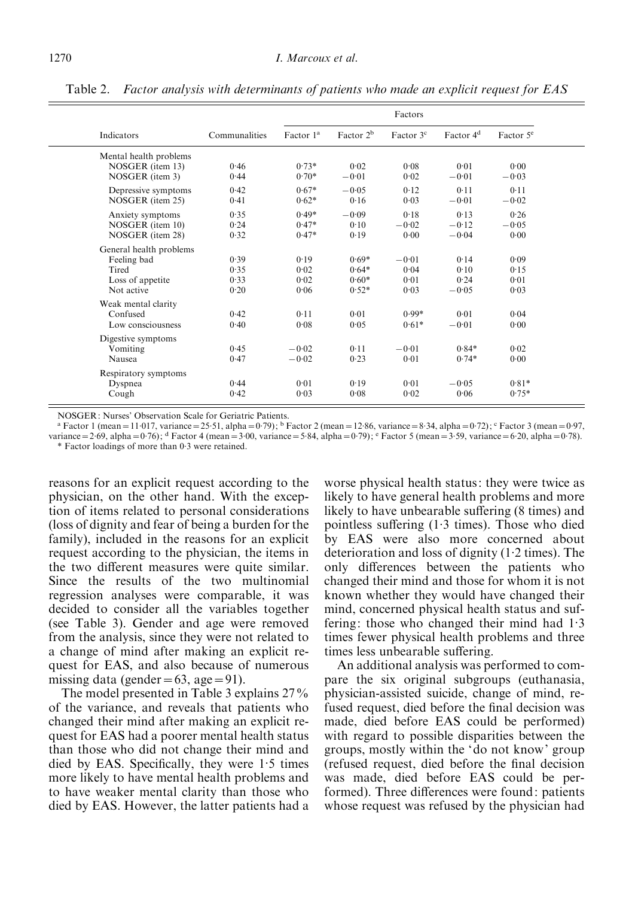Table 2. *Factor analysis with determinants of patients who made an explicit request for EAS*

| Indicators | Communalities | Factors | | | | |
|---|---|---|---|---|---|---|
| | | Factor 1[a] | Factor 2[b] | Factor 3[c] | Factor 4[d] | Factor 5[e] |
| Mental health problems | | | | | | |
| NOSGER (item 13) | 0·46 | 0·73* | 0·02 | 0·08 | 0·01 | 0·00 |
| NOSGER (item 3) | 0·44 | 0·70* | −0·01 | 0·02 | −0·01 | −0·03 |
| Depressive symptoms | 0·42 | 0·67* | −0·05 | 0·12 | 0·11 | 0·11 |
| NOSGER (item 25) | 0·41 | 0·62* | 0·16 | 0·03 | −0·01 | −0·02 |
| Anxiety symptoms | 0·35 | 0·49* | −0·09 | 0·18 | 0·13 | 0·26 |
| NOSGER (item 10) | 0·24 | 0·47* | 0·10 | −0·02 | −0·12 | −0·05 |
| NOSGER (item 28) | 0·32 | 0·47* | 0·19 | 0·00 | −0·04 | 0·00 |
| General health problems | | | | | | |
| Feeling bad | 0·39 | 0·19 | 0·69* | −0·01 | 0·14 | 0·09 |
| Tired | 0·35 | 0·02 | 0·64* | 0·04 | 0·10 | 0·15 |
| Loss of appetite | 0·33 | 0·02 | 0·60* | 0·01 | 0·24 | 0·01 |
| Not active | 0·20 | 0·06 | 0·52* | 0·03 | −0·05 | 0·03 |
| Weak mental clarity | | | | | | |
| Confused | 0·42 | 0·11 | 0·01 | 0·99* | 0·01 | 0·04 |
| Low consciousness | 0·40 | 0·08 | 0·05 | 0·61* | −0·01 | 0·00 |
| Digestive symptoms | | | | | | |
| Vomiting | 0·45 | −0·02 | 0·11 | −0·01 | 0·84* | 0·02 |
| Nausea | 0·47 | −0·02 | 0·23 | 0·01 | 0·74* | 0·00 |
| Respiratory symptoms | | | | | | |
| Dyspnea | 0·44 | 0·01 | 0·19 | 0·01 | −0·05 | 0·81* |
| Cough | 0·42 | 0·03 | 0·08 | 0·02 | 0·06 | 0·75* |

NOSGER: Nurses' Observation Scale for Geriatric Patients.

[a] Factor 1 (mean = 11·017, variance = 25·51, alpha = 0·79); [b] Factor 2 (mean = 12·86, variance = 8·34, alpha = 0·72); [c] Factor 3 (mean = 0·97, variance = 2·69, alpha = 0·76); [d] Factor 4 (mean = 3·00, variance = 5·84, alpha = 0·79); [e] Factor 5 (mean = 3·59, variance = 6·20, alpha = 0·78).

* Factor loadings of more than 0·3 were retained.

reasons for an explicit request according to the physician, on the other hand. With the exception of items related to personal considerations (loss of dignity and fear of being a burden for the family), included in the reasons for an explicit request according to the physician, the items in the two different measures were quite similar. Since the results of the two multinomial regression analyses were comparable, it was decided to consider all the variables together (see Table 3). Gender and age were removed from the analysis, since they were not related to a change of mind after making an explicit request for EAS, and also because of numerous missing data (gender = 63, age = 91).

The model presented in Table 3 explains 27% of the variance, and reveals that patients who changed their mind after making an explicit request for EAS had a poorer mental health status than those who did not change their mind and died by EAS. Specifically, they were 1·5 times more likely to have mental health problems and to have weaker mental clarity than those who died by EAS. However, the latter patients had a worse physical health status: they were twice as likely to have general health problems and more likely to have unbearable suffering (8 times) and pointless suffering (1·3 times). Those who died by EAS were also more concerned about deterioration and loss of dignity (1·2 times). The only differences between the patients who changed their mind and those for whom it is not known whether they would have changed their mind, concerned physical health status and suffering: those who changed their mind had 1·3 times fewer physical health problems and three times less unbearable suffering.

An additional analysis was performed to compare the six original subgroups (euthanasia, physician-assisted suicide, change of mind, refused request, died before the final decision was made, died before EAS could be performed) with regard to possible disparities between the groups, mostly within the 'do not know' group (refused request, died before the final decision was made, died before EAS could be performed). Three differences were found: patients whose request was refused by the physician had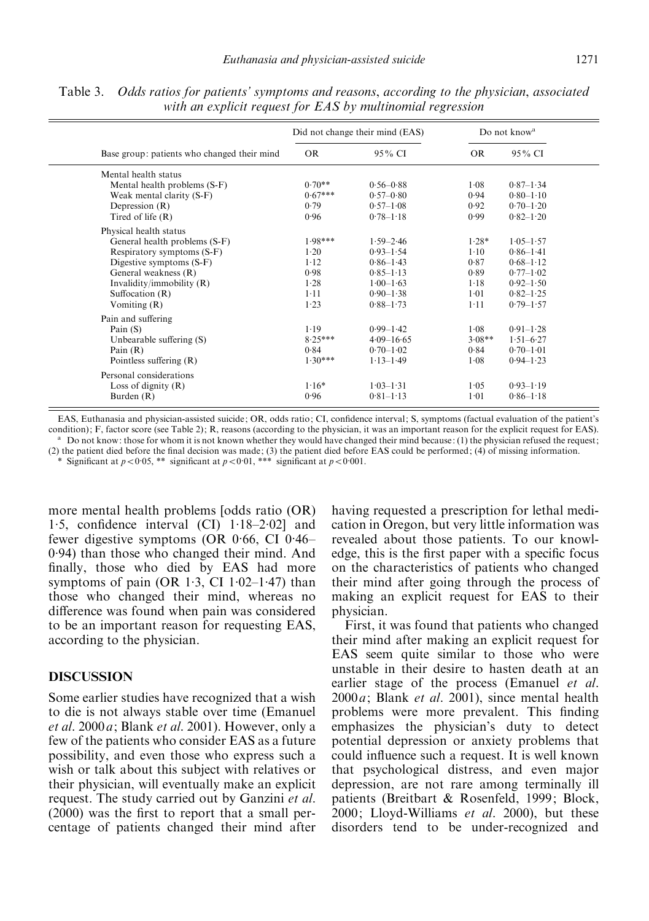Table 3. *Odds ratios for patients' symptoms and reasons, according to the physician, associated with an explicit request for EAS by multinomial regression*

| | Did not change their mind (EAS) | | Do not know[a] | |
|---|---|---|---|---|
| Base group: patients who changed their mind | OR | 95% CI | OR | 95% CI |
| **Mental health status** | | | | |
| Mental health problems (S-F) | 0·70** | 0·56–0·88 | 1·08 | 0·87–1·34 |
| Weak mental clarity (S-F) | 0·67*** | 0·57–0·80 | 0·94 | 0·80–1·10 |
| Depression (R) | 0·79 | 0·57–1·08 | 0·92 | 0·70–1·20 |
| Tired of life (R) | 0·96 | 0·78–1·18 | 0·99 | 0·82–1·20 |
| **Physical health status** | | | | |
| General health problems (S-F) | 1·98*** | 1·59–2·46 | 1·28* | 1·05–1·57 |
| Respiratory symptoms (S-F) | 1·20 | 0·93–1·54 | 1·10 | 0·86–1·41 |
| Digestive symptoms (S-F) | 1·12 | 0·86–1·43 | 0·87 | 0·68–1·12 |
| General weakness (R) | 0·98 | 0·85–1·13 | 0·89 | 0·77–1·02 |
| Invalidity/immobility (R) | 1·28 | 1·00–1·63 | 1·18 | 0·92–1·50 |
| Suffocation (R) | 1·11 | 0·90–1·38 | 1·01 | 0·82–1·25 |
| Vomiting (R) | 1·23 | 0·88–1·73 | 1·11 | 0·79–1·57 |
| **Pain and suffering** | | | | |
| Pain (S) | 1·19 | 0·99–1·42 | 1·08 | 0·91–1·28 |
| Unbearable suffering (S) | 8·25*** | 4·09–16·65 | 3·08** | 1·51–6·27 |
| Pain (R) | 0·84 | 0·70–1·02 | 0·84 | 0·70–1·01 |
| Pointless suffering (R) | 1·30*** | 1·13–1·49 | 1·08 | 0·94–1·23 |
| **Personal considerations** | | | | |
| Loss of dignity (R) | 1·16* | 1·03–1·31 | 1·05 | 0·93–1·19 |
| Burden (R) | 0·96 | 0·81–1·13 | 1·01 | 0·86–1·18 |

EAS, Euthanasia and physician-assisted suicide; OR, odds ratio; CI, confidence interval; S, symptoms (factual evaluation of the patient's condition); F, factor score (see Table 2); R, reasons (according to the physician, it was an important reason for the explicit request for EAS).

[a] Do not know: those for whom it is not known whether they would have changed their mind because: (1) the physician refused the request; (2) the patient died before the final decision was made; (3) the patient died before EAS could be performed; (4) of missing information.

\* Significant at $p < 0·05$, ** significant at $p < 0·01$, *** significant at $p < 0·001$.

more mental health problems [odds ratio (OR) 1·5, confidence interval (CI) 1·18–2·02] and fewer digestive symptoms (OR 0·66, CI 0·46–0·94) than those who changed their mind. And finally, those who died by EAS had more symptoms of pain (OR 1·3, CI 1·02–1·47) than those who changed their mind, whereas no difference was found when pain was considered to be an important reason for requesting EAS, according to the physician.

## DISCUSSION

Some earlier studies have recognized that a wish to die is not always stable over time (Emanuel *et al.* 2000*a*; Blank *et al.* 2001). However, only a few of the patients who consider EAS as a future possibility, and even those who express such a wish or talk about this subject with relatives or their physician, will eventually make an explicit request. The study carried out by Ganzini *et al.* (2000) was the first to report that a small percentage of patients changed their mind after having requested a prescription for lethal medication in Oregon, but very little information was revealed about those patients. To our knowledge, this is the first paper with a specific focus on the characteristics of patients who changed their mind after going through the process of making an explicit request for EAS to their physician.

First, it was found that patients who changed their mind after making an explicit request for EAS seem quite similar to those who were unstable in their desire to hasten death at an earlier stage of the process (Emanuel *et al.* 2000*a*; Blank *et al.* 2001), since mental health problems were more prevalent. This finding emphasizes the physician's duty to detect potential depression or anxiety problems that could influence such a request. It is well known that psychological distress, and even major depression, are not rare among terminally ill patients (Breitbart & Rosenfeld, 1999; Block, 2000; Lloyd-Williams *et al.* 2000), but these disorders tend to be under-recognized and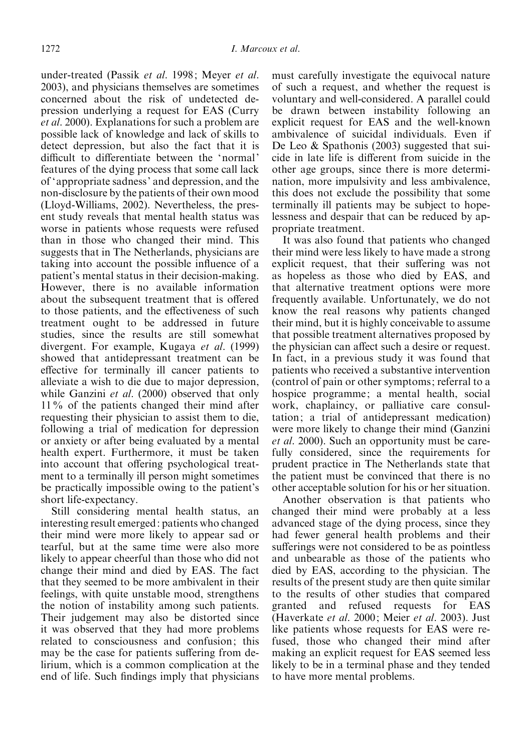under-treated (Passik *et al.* 1998; Meyer *et al.* 2003), and physicians themselves are sometimes concerned about the risk of undetected depression underlying a request for EAS (Curry *et al.* 2000). Explanations for such a problem are possible lack of knowledge and lack of skills to detect depression, but also the fact that it is difficult to differentiate between the 'normal' features of the dying process that some call lack of 'appropriate sadness' and depression, and the non-disclosure by the patients of their own mood (Lloyd-Williams, 2002). Nevertheless, the present study reveals that mental health status was worse in patients whose requests were refused than in those who changed their mind. This suggests that in The Netherlands, physicians are taking into account the possible influence of a patient's mental status in their decision-making. However, there is no available information about the subsequent treatment that is offered to those patients, and the effectiveness of such treatment ought to be addressed in future studies, since the results are still somewhat divergent. For example, Kugaya *et al.* (1999) showed that antidepressant treatment can be effective for terminally ill cancer patients to alleviate a wish to die due to major depression, while Ganzini *et al.* (2000) observed that only 11% of the patients changed their mind after requesting their physician to assist them to die, following a trial of medication for depression or anxiety or after being evaluated by a mental health expert. Furthermore, it must be taken into account that offering psychological treatment to a terminally ill person might sometimes be practically impossible owing to the patient's short life-expectancy.

Still considering mental health status, an interesting result emerged: patients who changed their mind were more likely to appear sad or tearful, but at the same time were also more likely to appear cheerful than those who did not change their mind and died by EAS. The fact that they seemed to be more ambivalent in their feelings, with quite unstable mood, strengthens the notion of instability among such patients. Their judgement may also be distorted since it was observed that they had more problems related to consciousness and confusion; this may be the case for patients suffering from delirium, which is a common complication at the end of life. Such findings imply that physicians must carefully investigate the equivocal nature of such a request, and whether the request is voluntary and well-considered. A parallel could be drawn between instability following an explicit request for EAS and the well-known ambivalence of suicidal individuals. Even if De Leo & Spathonis (2003) suggested that suicide in late life is different from suicide in the other age groups, since there is more determination, more impulsivity and less ambivalence, this does not exclude the possibility that some terminally ill patients may be subject to hopelessness and despair that can be reduced by appropriate treatment.

It was also found that patients who changed their mind were less likely to have made a strong explicit request, that their suffering was not as hopeless as those who died by EAS, and that alternative treatment options were more frequently available. Unfortunately, we do not know the real reasons why patients changed their mind, but it is highly conceivable to assume that possible treatment alternatives proposed by the physician can affect such a desire or request. In fact, in a previous study it was found that patients who received a substantive intervention (control of pain or other symptoms; referral to a hospice programme; a mental health, social work, chaplaincy, or palliative care consultation; a trial of antidepressant medication) were more likely to change their mind (Ganzini *et al.* 2000). Such an opportunity must be carefully considered, since the requirements for prudent practice in The Netherlands state that the patient must be convinced that there is no other acceptable solution for his or her situation.

Another observation is that patients who changed their mind were probably at a less advanced stage of the dying process, since they had fewer general health problems and their sufferings were not considered to be as pointless and unbearable as those of the patients who died by EAS, according to the physician. The results of the present study are then quite similar to the results of other studies that compared granted and refused requests for EAS (Haverkate *et al.* 2000; Meier *et al.* 2003). Just like patients whose requests for EAS were refused, those who changed their mind after making an explicit request for EAS seemed less likely to be in a terminal phase and they tended to have more mental problems.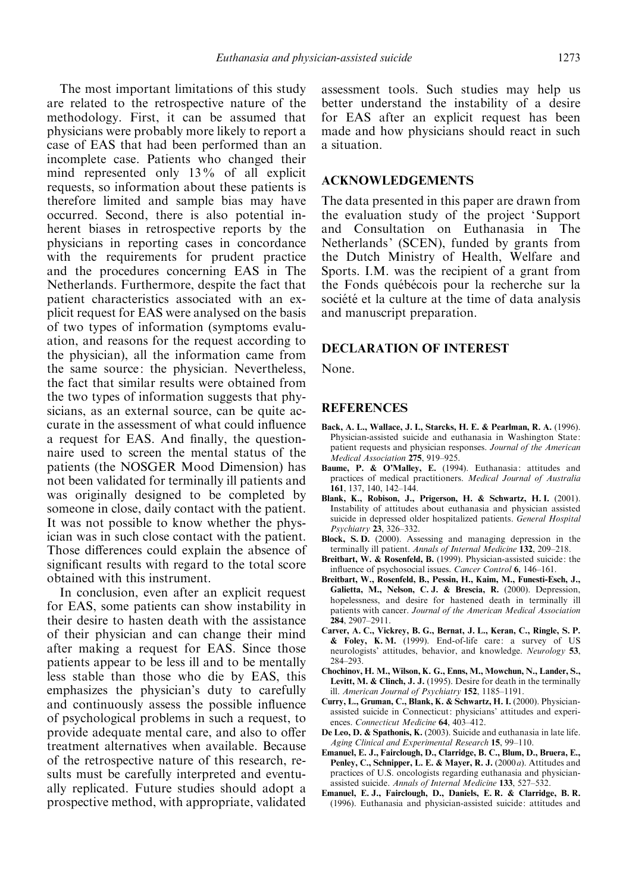The most important limitations of this study are related to the retrospective nature of the methodology. First, it can be assumed that physicians were probably more likely to report a case of EAS that had been performed than an incomplete case. Patients who changed their mind represented only 13% of all explicit requests, so information about these patients is therefore limited and sample bias may have occurred. Second, there is also potential inherent biases in retrospective reports by the physicians in reporting cases in concordance with the requirements for prudent practice and the procedures concerning EAS in The Netherlands. Furthermore, despite the fact that patient characteristics associated with an explicit request for EAS were analysed on the basis of two types of information (symptoms evaluation, and reasons for the request according to the physician), all the information came from the same source: the physician. Nevertheless, the fact that similar results were obtained from the two types of information suggests that physicians, as an external source, can be quite accurate in the assessment of what could influence a request for EAS. And finally, the questionnaire used to screen the mental status of the patients (the NOSGER Mood Dimension) has not been validated for terminally ill patients and was originally designed to be completed by someone in close, daily contact with the patient. It was not possible to know whether the physician was in such close contact with the patient. Those differences could explain the absence of significant results with regard to the total score obtained with this instrument.

In conclusion, even after an explicit request for EAS, some patients can show instability in their desire to hasten death with the assistance of their physician and can change their mind after making a request for EAS. Since those patients appear to be less ill and to be mentally less stable than those who die by EAS, this emphasizes the physician's duty to carefully and continuously assess the possible influence of psychological problems in such a request, to provide adequate mental care, and also to offer treatment alternatives when available. Because of the retrospective nature of this research, results must be carefully interpreted and eventually replicated. Future studies should adopt a prospective method, with appropriate, validated assessment tools. Such studies may help us better understand the instability of a desire for EAS after an explicit request has been made and how physicians should react in such a situation.

## ACKNOWLEDGEMENTS

The data presented in this paper are drawn from the evaluation study of the project 'Support and Consultation on Euthanasia in The Netherlands' (SCEN), funded by grants from the Dutch Ministry of Health, Welfare and Sports. I.M. was the recipient of a grant from the Fonds québécois pour la recherche sur la société et la culture at the time of data analysis and manuscript preparation.

## DECLARATION OF INTEREST

None.

## REFERENCES

**Back, A. L., Wallace, J. I., Starcks, H. E. & Pearlman, R. A.** (1996). Physician-assisted suicide and euthanasia in Washington State: patient requests and physician responses. *Journal of the American Medical Association* **275**, 919–925.

**Baume, P. & O'Malley, E.** (1994). Euthanasia: attitudes and practices of medical practitioners. *Medical Journal of Australia* **161**, 137, 140, 142–144.

**Blank, K., Robison, J., Prigerson, H. & Schwartz, H. I.** (2001). Instability of attitudes about euthanasia and physician assisted suicide in depressed older hospitalized patients. *General Hospital Psychiatry* **23**, 326–332.

**Block, S. D.** (2000). Assessing and managing depression in the terminally ill patient. *Annals of Internal Medicine* **132**, 209–218.

**Breitbart, W. & Rosenfeld, B.** (1999). Physician-assisted suicide: the influence of psychosocial issues. *Cancer Control* **6**, 146–161.

**Breitbart, W., Rosenfeld, B., Pessin, H., Kaim, M., Funesti-Esch, J., Galietta, M., Nelson, C. J. & Brescia, R.** (2000). Depression, hopelessness, and desire for hastened death in terminally ill patients with cancer. *Journal of the American Medical Association* **284**, 2907–2911.

**Carver, A. C., Vickrey, B. G., Bernat, J. L., Keran, C., Ringle, S. P. & Foley, K. M.** (1999). End-of-life care: a survey of US neurologists' attitudes, behavior, and knowledge. *Neurology* **53**, 284–293.

**Chochinov, H. M., Wilson, K. G., Enns, M., Mowchun, N., Lander, S., Levitt, M. & Clinch, J. J.** (1995). Desire for death in the terminally ill. *American Journal of Psychiatry* **152**, 1185–1191.

**Curry, L., Gruman, C., Blank, K. & Schwartz, H. I.** (2000). Physician-assisted suicide in Connecticut: physicians' attitudes and experiences. *Connecticut Medicine* **64**, 403–412.

**De Leo, D. & Spathonis, K.** (2003). Suicide and euthanasia in late life. *Aging Clinical and Experimental Research* **15**, 99–110.

**Emanuel, E. J., Fairclough, D., Clarridge, B. C., Blum, D., Bruera, E., Penley, C., Schnipper, L. E. & Mayer, R. J.** (2000*a*). Attitudes and practices of U.S. oncologists regarding euthanasia and physician-assisted suicide. *Annals of Internal Medicine* **133**, 527–532.

**Emanuel, E. J., Fairclough, D., Daniels, E. R. & Clarridge, B. R.** (1996). Euthanasia and physician-assisted suicide: attitudes and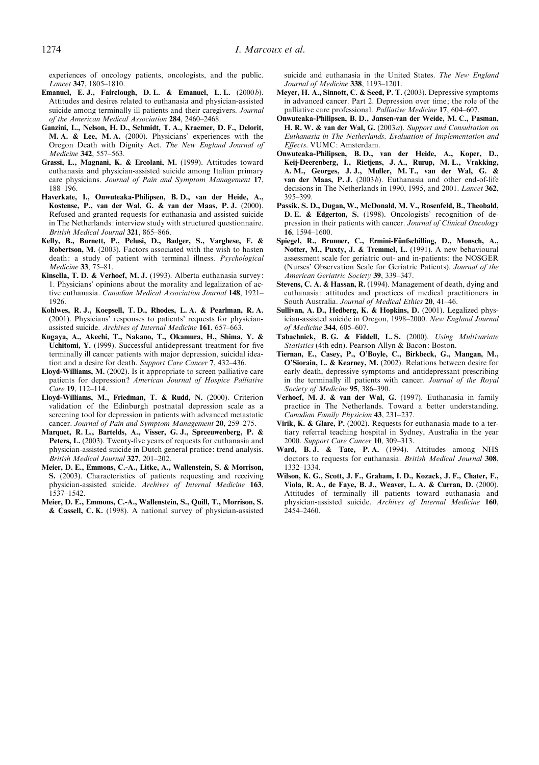experiences of oncology patients, oncologists, and the public. *Lancet* **347**, 1805–1810.

**Emanuel, E. J., Fairclough, D. L. & Emanuel, L. L.** (2000*b*). Attitudes and desires related to euthanasia and physician-assisted suicide among terminally ill patients and their caregivers. *Journal of the American Medical Association* **284**, 2460–2468.

**Ganzini, L., Nelson, H. D., Schmidt, T. A., Kraemer, D. F., Delorit, M. A. & Lee, M. A.** (2000). Physicians' experiences with the Oregon Death with Dignity Act. *The New England Journal of Medicine* **342**, 557–563.

**Grassi, L., Magnani, K. & Ercolani, M.** (1999). Attitudes toward euthanasia and physician-assisted suicide among Italian primary care physicians. *Journal of Pain and Symptom Management* **17**, 188–196.

**Haverkate, I., Onwuteaka-Philipsen, B. D., van der Heide, A., Kostense, P., van der Wal, G. & van der Maas, P. J.** (2000). Refused and granted requests for euthanasia and assisted suicide in The Netherlands: interview study with structured questionnaire. *British Medical Journal* **321**, 865–866.

**Kelly, B., Burnett, P., Pelusi, D., Badger, S., Varghese, F. & Robertson, M.** (2003). Factors associated with the wish to hasten death: a study of patient with terminal illness. *Psychological Medicine* **33**, 75–81.

**Kinsella, T. D. & Verhoef, M. J.** (1993). Alberta euthanasia survey: 1. Physicians' opinions about the morality and legalization of active euthanasia. *Canadian Medical Association Journal* **148**, 1921–1926.

**Kohlwes, R. J., Koepsell, T. D., Rhodes, L. A. & Pearlman, R. A.** (2001). Physicians' responses to patients' requests for physician-assisted suicide. *Archives of Internal Medicine* **161**, 657–663.

**Kugaya, A., Akechi, T., Nakano, T., Okamura, H., Shima, Y. & Uchitomi, Y.** (1999). Successful antidepressant treatment for five terminally ill cancer patients with major depression, suicidal ideation and a desire for death. *Support Care Cancer* **7**, 432–436.

**Lloyd-Williams, M.** (2002). Is it appropriate to screen palliative care patients for depression? *American Journal of Hospice Palliative Care* **19**, 112–114.

**Lloyd-Williams, M., Friedman, T. & Rudd, N.** (2000). Criterion validation of the Edinburgh postnatal depression scale as a screening tool for depression in patients with advanced metastatic cancer. *Journal of Pain and Symptom Management* **20**, 259–275.

**Marquet, R. L., Bartelds, A., Visser, G. J., Spreeuwenberg, P. & Peters, L.** (2003). Twenty-five years of requests for euthanasia and physician-assisted suicide in Dutch general pratice: trend analysis. *British Medical Journal* **327**, 201–202.

**Meier, D. E., Emmons, C.-A., Litke, A., Wallenstein, S. & Morrison, S.** (2003). Characteristics of patients requesting and receiving physician-assisted suicide. *Archives of Internal Medicine* **163**, 1537–1542.

**Meier, D. E., Emmons, C.-A., Wallenstein, S., Quill, T., Morrison, S. & Cassell, C. K.** (1998). A national survey of physician-assisted suicide and euthanasia in the United States. *The New England Journal of Medicine* **338**, 1193–1201.

**Meyer, H. A., Sinnott, C. & Seed, P. T.** (2003). Depressive symptoms in advanced cancer. Part 2. Depression over time; the role of the palliative care professional. *Palliative Medicine* **17**, 604–607.

**Onwuteaka-Philipsen, B. D., Jansen-van der Weide, M. C., Pasman, H. R. W. & van der Wal, G.** (2003*a*). *Support and Consultation on Euthanasia in The Netherlands. Evaluation of Implementation and Effects*. VUMC: Amsterdam.

**Onwuteaka-Philipsen, B. D., van der Heide, A., Koper, D., Keij-Deerenberg, I., Rietjens, J. A., Rurup, M. L., Vrakking, A. M., Georges, J. J., Muller, M. T., van der Wal, G. & van der Maas, P. J.** (2003*b*). Euthanasia and other end-of-life decisions in The Netherlands in 1990, 1995, and 2001. *Lancet* **362**, 395–399.

**Passik, S. D., Dugan, W., McDonald, M. V., Rosenfeld, B., Theobald, D. E. & Edgerton, S.** (1998). Oncologists' recognition of depression in their patients with cancer. *Journal of Clinical Oncology* **16**, 1594–1600.

**Spiegel, R., Brunner, C., Ermini-Fünfschilling, D., Monsch, A., Notter, M., Puxty, J. & Tremmel, L.** (1991). A new behavioural assessment scale for geriatric out- and in-patients: the NOSGER (Nurses' Observation Scale for Geriatric Patients). *Journal of the American Geriatric Society* **39**, 339–347.

**Stevens, C. A. & Hassan, R.** (1994). Management of death, dying and euthanasia: attitudes and practices of medical practitioners in South Australia. *Journal of Medical Ethics* **20**, 41–46.

**Sullivan, A. D., Hedberg, K. & Hopkins, D.** (2001). Legalized physician-assisted suicide in Oregon, 1998–2000. *New England Journal of Medicine* **344**, 605–607.

**Tabachnick, B. G. & Fiddell, L. S.** (2000). *Using Multivariate Statistics* (4th edn). Pearson Allyn & Bacon: Boston.

**Tiernan, E., Casey, P., O'Boyle, C., Birkbeck, G., Mangan, M., O'Siorain, L. & Kearney, M.** (2002). Relations between desire for early death, depressive symptoms and antidepressant prescribing in the terminally ill patients with cancer. *Journal of the Royal Society of Medicine* **95**, 386–390.

**Verhoef, M. J. & van der Wal, G.** (1997). Euthanasia in family practice in The Netherlands. Toward a better understanding. *Canadian Family Physician* **43**, 231–237.

**Virik, K. & Glare, P.** (2002). Requests for euthanasia made to a tertiary referral teaching hospital in Sydney, Australia in the year 2000. *Support Care Cancer* **10**, 309–313.

**Ward, B. J. & Tate, P. A.** (1994). Attitudes among NHS doctors to requests for euthanasia. *British Medical Journal* **308**, 1332–1334.

**Wilson, K. G., Scott, J. F., Graham, I. D., Kozack, J. F., Chater, F., Viola, R. A., de Faye, B. J., Weaver, L. A. & Curran, D.** (2000). Attitudes of terminally ill patients toward euthanasia and physician-assisted suicide. *Archives of Internal Medicine* **160**, 2454–2460.